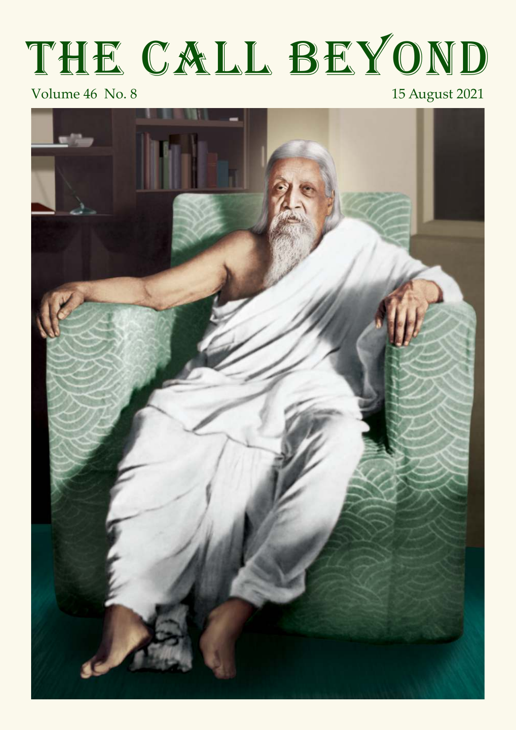# THE CALL BEYOND

Volume 46 No. 8

15 August 2021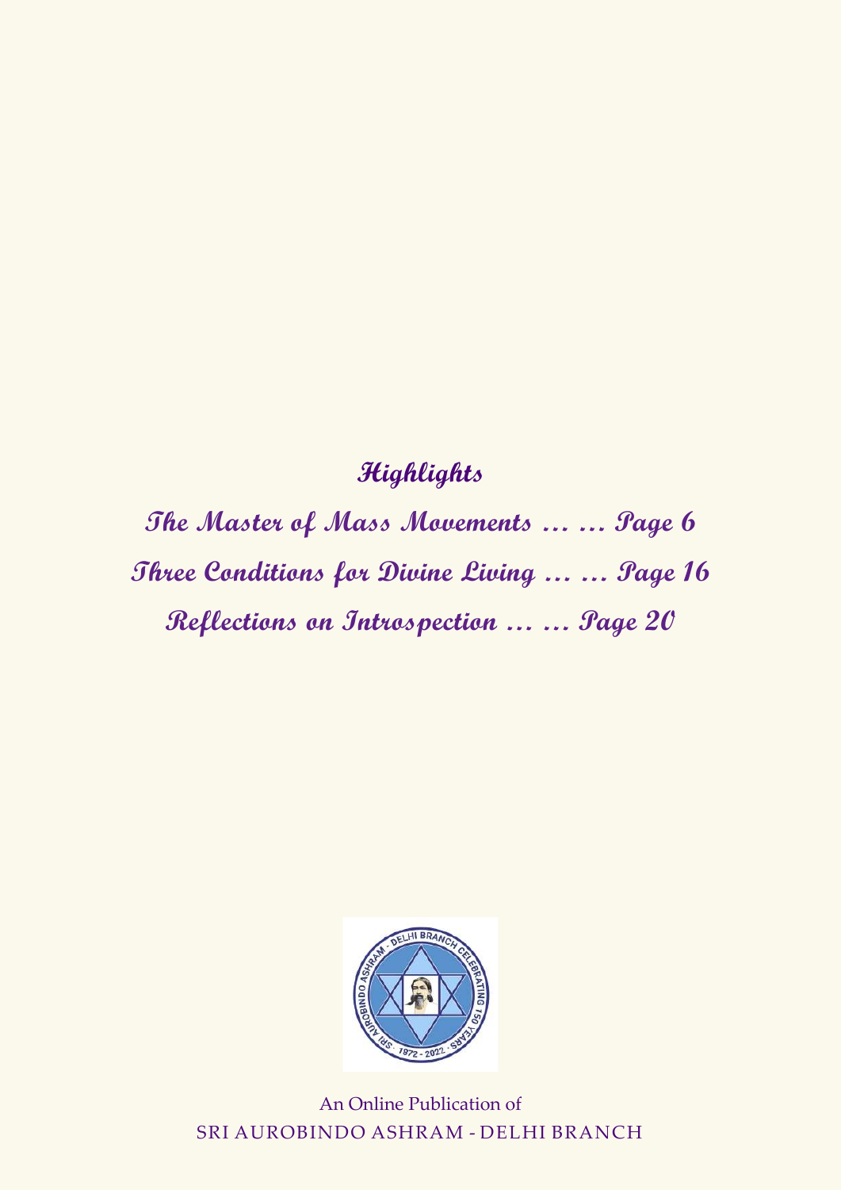## Highlights

**The Master of Mass Movements … … Page 6**

**Three Conditions for Divine Living … … Page 16**

**Reflections on Introspection … … Page 20**

An Online Publication of
SRI AUROBINDO ASHRAM - DELHI BRANCH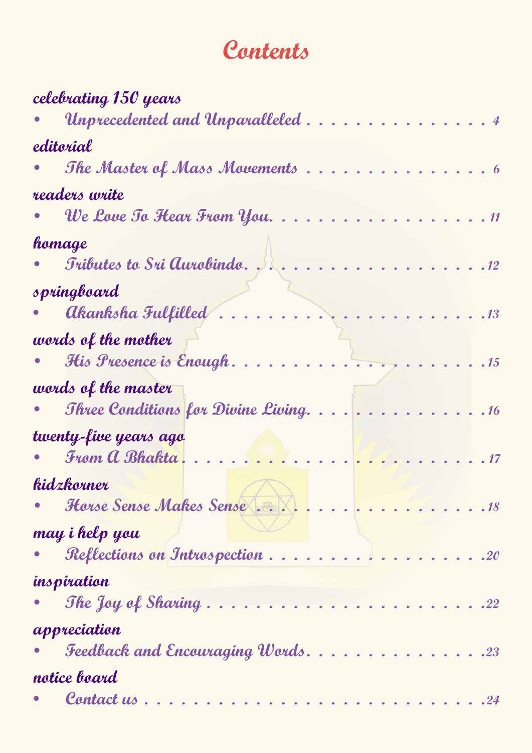# Contents

**celebrating 150 years**

- *Unprecedented and Unparalleled* . . . . . . . . . . . . . . . . 4

**editorial**

- *The Master of Mass Movements* . . . . . . . . . . . . . . . . 6

**readers write**

- *We Love To Hear From You.* . . . . . . . . . . . . . . . . . . . 11

**homage**

- *Tributes to Sri Aurobindo.* . . . . . . . . . . . . . . . . . . . 12

**springboard**

- *Akanksha Fulfilled* . . . . . . . . . . . . . . . . . . . . . . 13

**words of the mother**

- *His Presence is Enough* . . . . . . . . . . . . . . . . . . . . 15

**words of the master**

- *Three Conditions for Divine Living.* . . . . . . . . . . . . . . 16

**twenty-five years ago**

- *From A Bhakta* . . . . . . . . . . . . . . . . . . . . . . . . 17

**kidzkorner**

- *Horse Sense Makes Sense* . . . . . . . . . . . . . . . . . . . 18

**may i help you**

- *Reflections on Introspection* . . . . . . . . . . . . . . . . . . 20

**inspiration**

- *The Joy of Sharing* . . . . . . . . . . . . . . . . . . . . . . 22

**appreciation**

- *Feedback and Encouraging Words.* . . . . . . . . . . . . . . . 23

**notice board**

- *Contact us* . . . . . . . . . . . . . . . . . . . . . . . . . . 24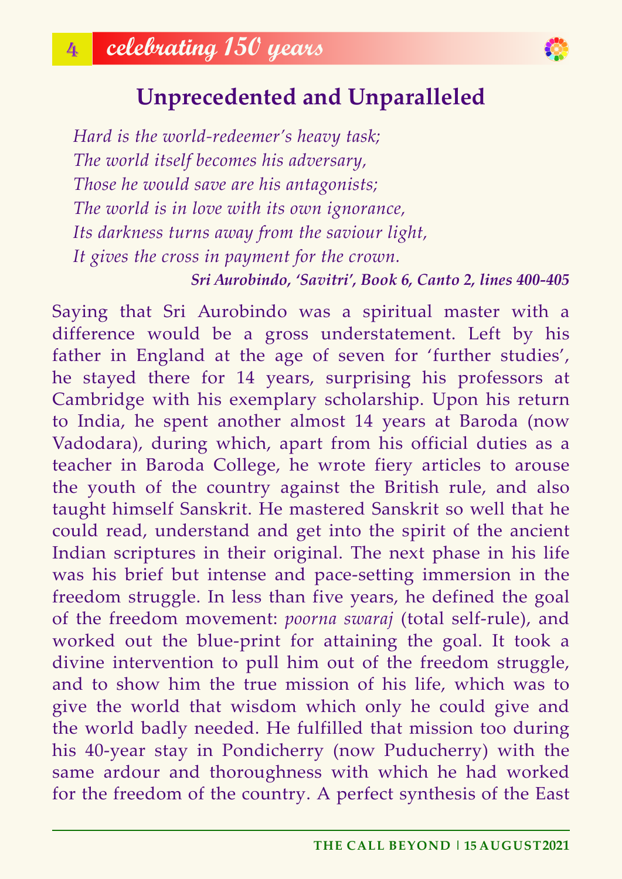## Unprecedented and Unparalleled

*Hard is the world-redeemer's heavy task;*
*The world itself becomes his adversary,*
*Those he would save are his antagonists;*
*The world is in love with its own ignorance,*
*Its darkness turns away from the saviour light,*
*It gives the cross in payment for the crown.*

***Sri Aurobindo, 'Savitri', Book 6, Canto 2, lines 400-405***

Saying that Sri Aurobindo was a spiritual master with a difference would be a gross understatement. Left by his father in England at the age of seven for 'further studies', he stayed there for 14 years, surprising his professors at Cambridge with his exemplary scholarship. Upon his return to India, he spent another almost 14 years at Baroda (now Vadodara), during which, apart from his official duties as a teacher in Baroda College, he wrote fiery articles to arouse the youth of the country against the British rule, and also taught himself Sanskrit. He mastered Sanskrit so well that he could read, understand and get into the spirit of the ancient Indian scriptures in their original. The next phase in his life was his brief but intense and pace-setting immersion in the freedom struggle. In less than five years, he defined the goal of the freedom movement: *poorna swaraj* (total self-rule), and worked out the blue-print for attaining the goal. It took a divine intervention to pull him out of the freedom struggle, and to show him the true mission of his life, which was to give the world that wisdom which only he could give and the world badly needed. He fulfilled that mission too during his 40-year stay in Pondicherry (now Puducherry) with the same ardour and thoroughness with which he had worked for the freedom of the country. A perfect synthesis of the East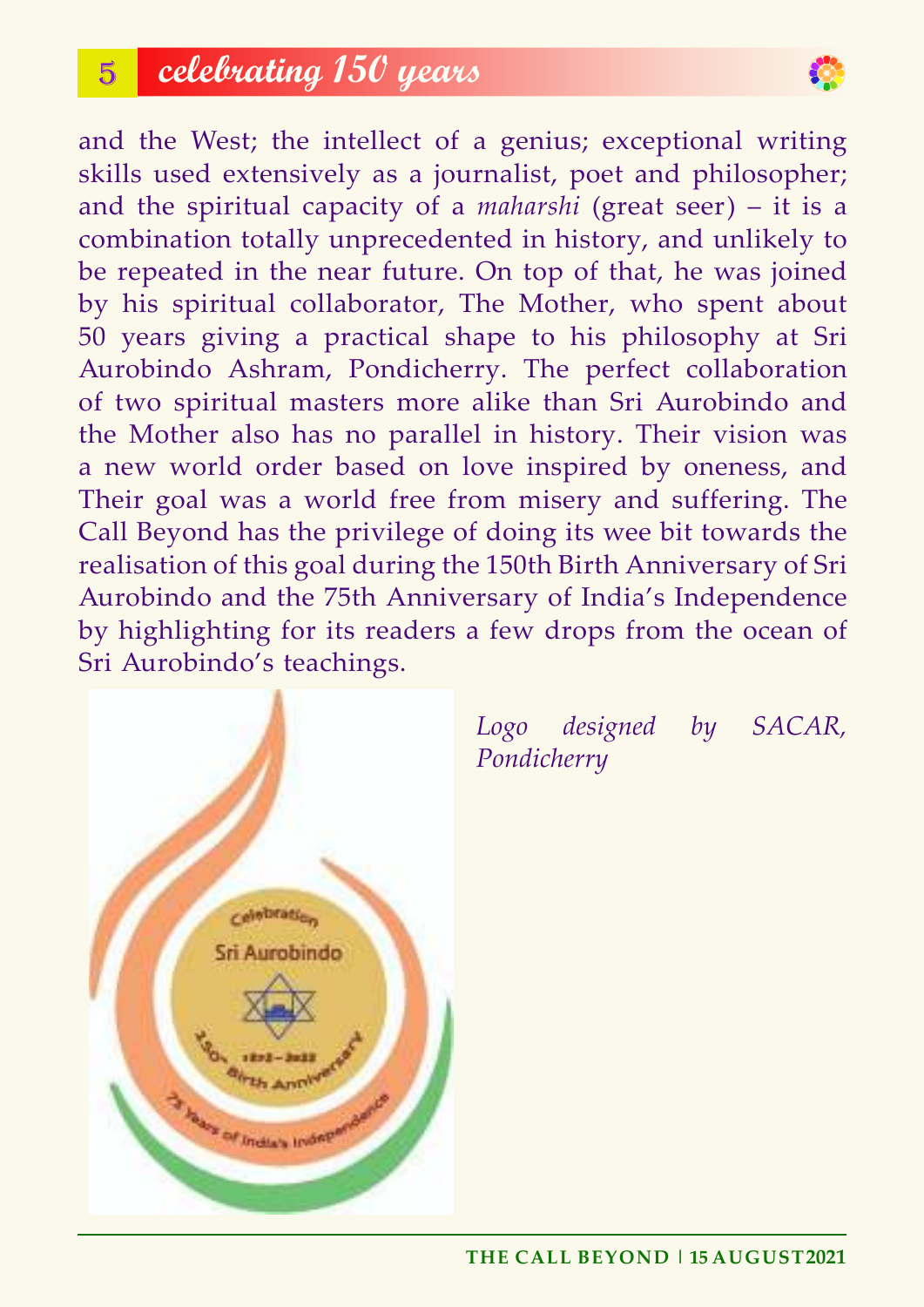and the West; the intellect of a genius; exceptional writing skills used extensively as a journalist, poet and philosopher; and the spiritual capacity of a *maharshi* (great seer) – it is a combination totally unprecedented in history, and unlikely to be repeated in the near future. On top of that, he was joined by his spiritual collaborator, The Mother, who spent about 50 years giving a practical shape to his philosophy at Sri Aurobindo Ashram, Pondicherry. The perfect collaboration of two spiritual masters more alike than Sri Aurobindo and the Mother also has no parallel in history. Their vision was a new world order based on love inspired by oneness, and Their goal was a world free from misery and suffering. The Call Beyond has the privilege of doing its wee bit towards the realisation of this goal during the 150th Birth Anniversary of Sri Aurobindo and the 75th Anniversary of India's Independence by highlighting for its readers a few drops from the ocean of Sri Aurobindo's teachings.

*Logo designed by SACAR, Pondicherry*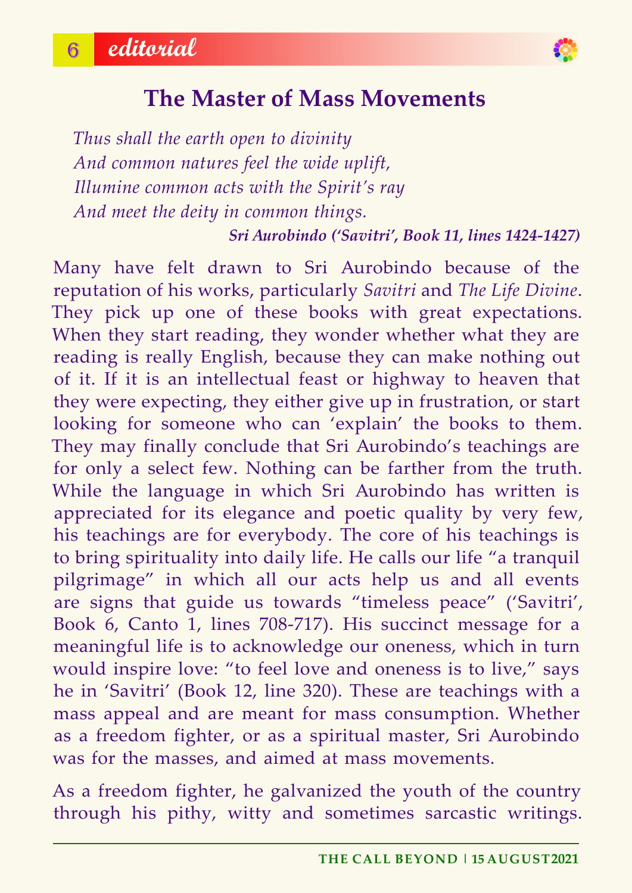## The Master of Mass Movements

*Thus shall the earth open to divinity*
*And common natures feel the wide uplift,*
*Illumine common acts with the Spirit's ray*
*And meet the deity in common things.*

***Sri Aurobindo ('Savitri', Book 11, lines 1424-1427)***

Many have felt drawn to Sri Aurobindo because of the reputation of his works, particularly *Savitri* and *The Life Divine*. They pick up one of these books with great expectations. When they start reading, they wonder whether what they are reading is really English, because they can make nothing out of it. If it is an intellectual feast or highway to heaven that they were expecting, they either give up in frustration, or start looking for someone who can 'explain' the books to them. They may finally conclude that Sri Aurobindo's teachings are for only a select few. Nothing can be farther from the truth. While the language in which Sri Aurobindo has written is appreciated for its elegance and poetic quality by very few, his teachings are for everybody. The core of his teachings is to bring spirituality into daily life. He calls our life "a tranquil pilgrimage" in which all our acts help us and all events are signs that guide us towards "timeless peace" ('Savitri', Book 6, Canto 1, lines 708-717). His succinct message for a meaningful life is to acknowledge our oneness, which in turn would inspire love: "to feel love and oneness is to live," says he in 'Savitri' (Book 12, line 320). These are teachings with a mass appeal and are meant for mass consumption. Whether as a freedom fighter, or as a spiritual master, Sri Aurobindo was for the masses, and aimed at mass movements.

As a freedom fighter, he galvanized the youth of the country through his pithy, witty and sometimes sarcastic writings.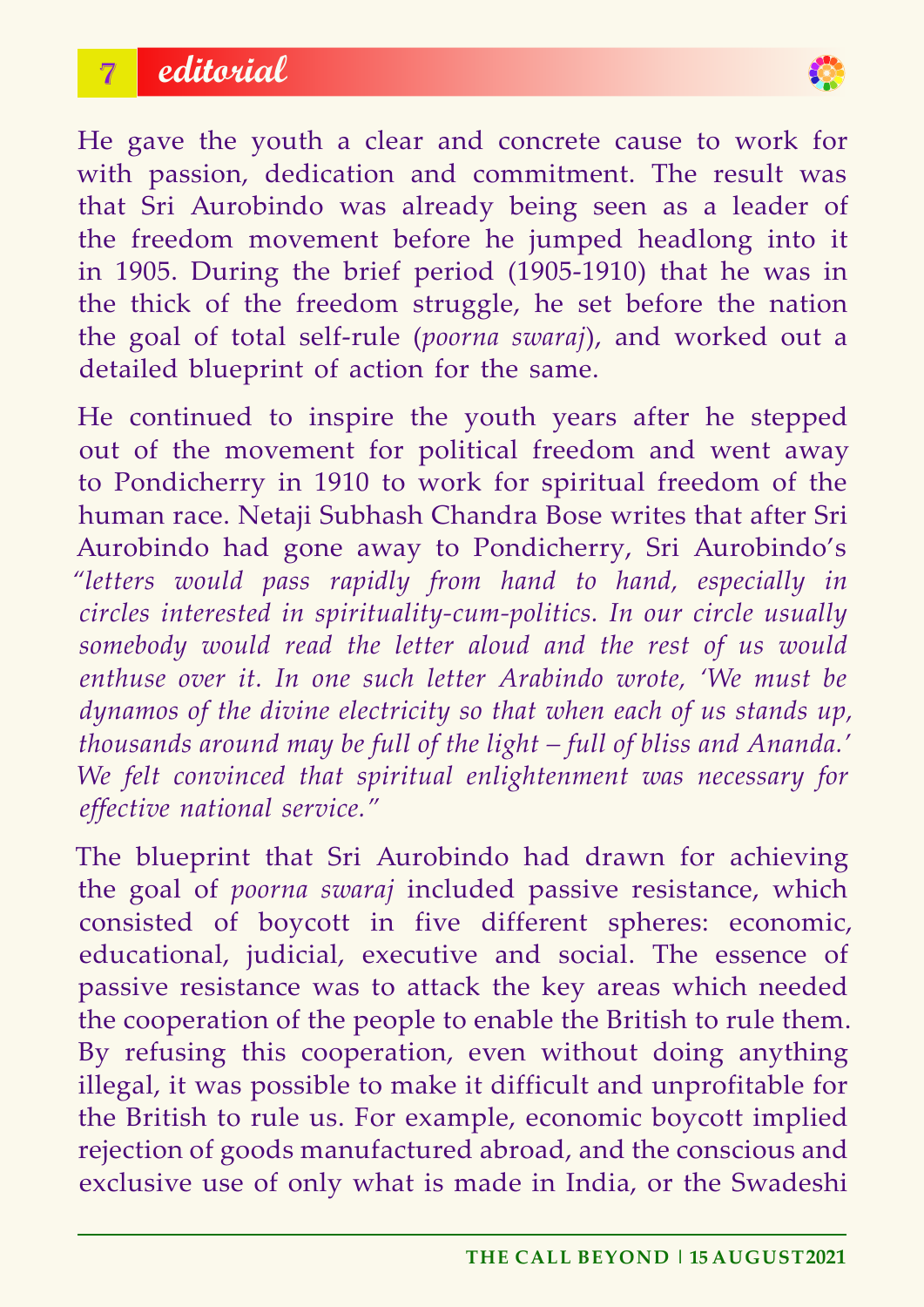He gave the youth a clear and concrete cause to work for with passion, dedication and commitment. The result was that Sri Aurobindo was already being seen as a leader of the freedom movement before he jumped headlong into it in 1905. During the brief period (1905-1910) that he was in the thick of the freedom struggle, he set before the nation the goal of total self-rule (*poorna swaraj*), and worked out a detailed blueprint of action for the same.

He continued to inspire the youth years after he stepped out of the movement for political freedom and went away to Pondicherry in 1910 to work for spiritual freedom of the human race. Netaji Subhash Chandra Bose writes that after Sri Aurobindo had gone away to Pondicherry, Sri Aurobindo's *"letters would pass rapidly from hand to hand, especially in circles interested in spirituality-cum-politics. In our circle usually somebody would read the letter aloud and the rest of us would enthuse over it. In one such letter Arabindo wrote, 'We must be dynamos of the divine electricity so that when each of us stands up, thousands around may be full of the light – full of bliss and Ananda.' We felt convinced that spiritual enlightenment was necessary for effective national service."*

The blueprint that Sri Aurobindo had drawn for achieving the goal of *poorna swaraj* included passive resistance, which consisted of boycott in five different spheres: economic, educational, judicial, executive and social. The essence of passive resistance was to attack the key areas which needed the cooperation of the people to enable the British to rule them. By refusing this cooperation, even without doing anything illegal, it was possible to make it difficult and unprofitable for the British to rule us. For example, economic boycott implied rejection of goods manufactured abroad, and the conscious and exclusive use of only what is made in India, or the Swadeshi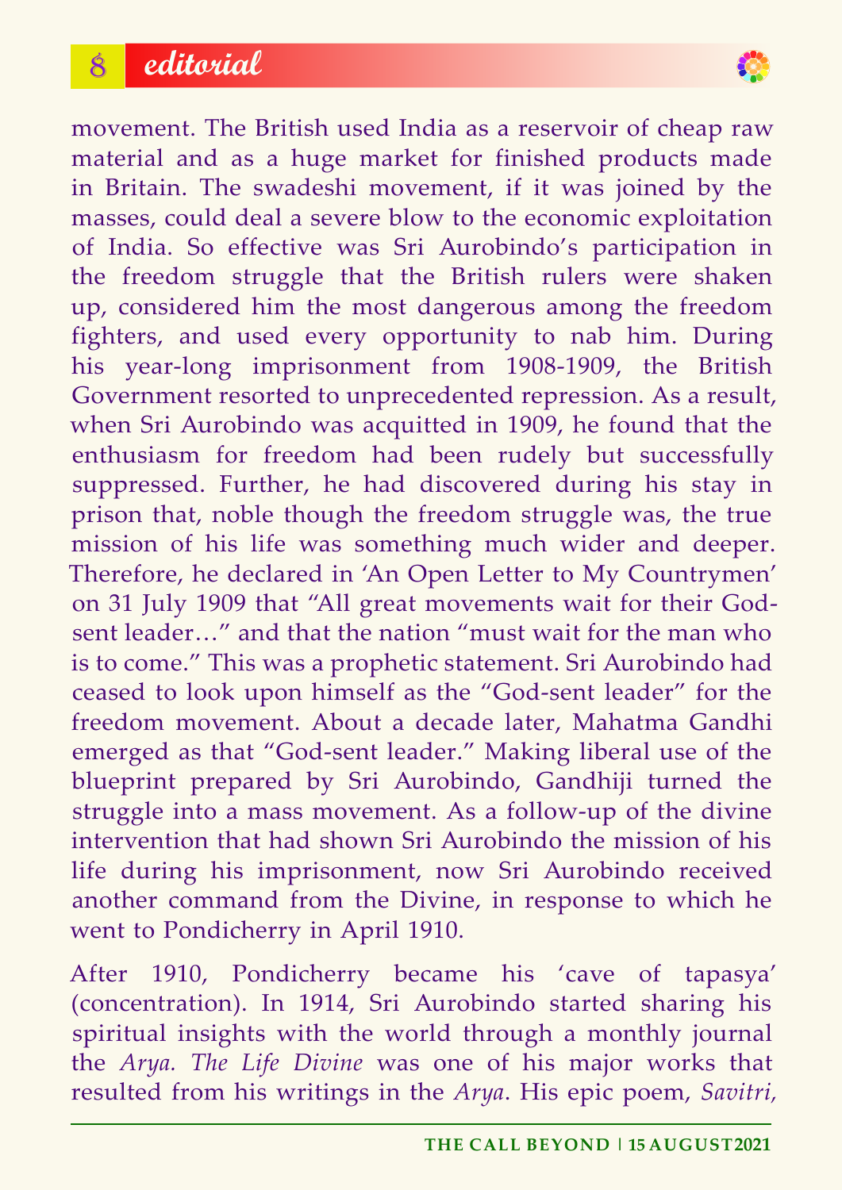movement. The British used India as a reservoir of cheap raw material and as a huge market for finished products made in Britain. The swadeshi movement, if it was joined by the masses, could deal a severe blow to the economic exploitation of India. So effective was Sri Aurobindo's participation in the freedom struggle that the British rulers were shaken up, considered him the most dangerous among the freedom fighters, and used every opportunity to nab him. During his year-long imprisonment from 1908-1909, the British Government resorted to unprecedented repression. As a result, when Sri Aurobindo was acquitted in 1909, he found that the enthusiasm for freedom had been rudely but successfully suppressed. Further, he had discovered during his stay in prison that, noble though the freedom struggle was, the true mission of his life was something much wider and deeper. Therefore, he declared in 'An Open Letter to My Countrymen' on 31 July 1909 that "All great movements wait for their God-sent leader…" and that the nation "must wait for the man who is to come." This was a prophetic statement. Sri Aurobindo had ceased to look upon himself as the "God-sent leader" for the freedom movement. About a decade later, Mahatma Gandhi emerged as that "God-sent leader." Making liberal use of the blueprint prepared by Sri Aurobindo, Gandhiji turned the struggle into a mass movement. As a follow-up of the divine intervention that had shown Sri Aurobindo the mission of his life during his imprisonment, now Sri Aurobindo received another command from the Divine, in response to which he went to Pondicherry in April 1910.

After 1910, Pondicherry became his 'cave of tapasya' (concentration). In 1914, Sri Aurobindo started sharing his spiritual insights with the world through a monthly journal the *Arya*. *The Life Divine* was one of his major works that resulted from his writings in the *Arya*. His epic poem, *Savitri*,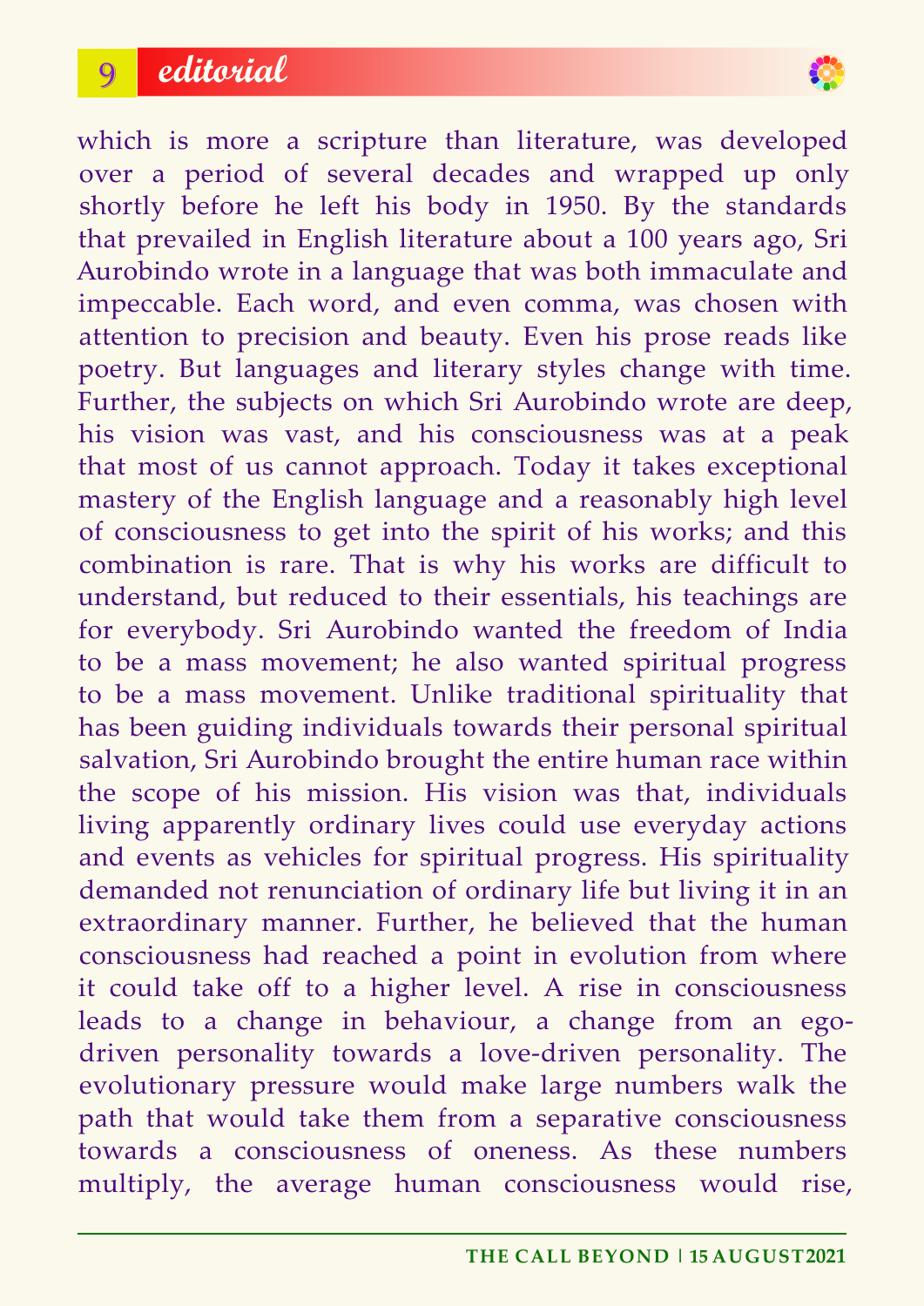which is more a scripture than literature, was developed over a period of several decades and wrapped up only shortly before he left his body in 1950. By the standards that prevailed in English literature about a 100 years ago, Sri Aurobindo wrote in a language that was both immaculate and impeccable. Each word, and even comma, was chosen with attention to precision and beauty. Even his prose reads like poetry. But languages and literary styles change with time. Further, the subjects on which Sri Aurobindo wrote are deep, his vision was vast, and his consciousness was at a peak that most of us cannot approach. Today it takes exceptional mastery of the English language and a reasonably high level of consciousness to get into the spirit of his works; and this combination is rare. That is why his works are difficult to understand, but reduced to their essentials, his teachings are for everybody. Sri Aurobindo wanted the freedom of India to be a mass movement; he also wanted spiritual progress to be a mass movement. Unlike traditional spirituality that has been guiding individuals towards their personal spiritual salvation, Sri Aurobindo brought the entire human race within the scope of his mission. His vision was that, individuals living apparently ordinary lives could use everyday actions and events as vehicles for spiritual progress. His spirituality demanded not renunciation of ordinary life but living it in an extraordinary manner. Further, he believed that the human consciousness had reached a point in evolution from where it could take off to a higher level. A rise in consciousness leads to a change in behaviour, a change from an ego-driven personality towards a love-driven personality. The evolutionary pressure would make large numbers walk the path that would take them from a separative consciousness towards a consciousness of oneness. As these numbers multiply, the average human consciousness would rise,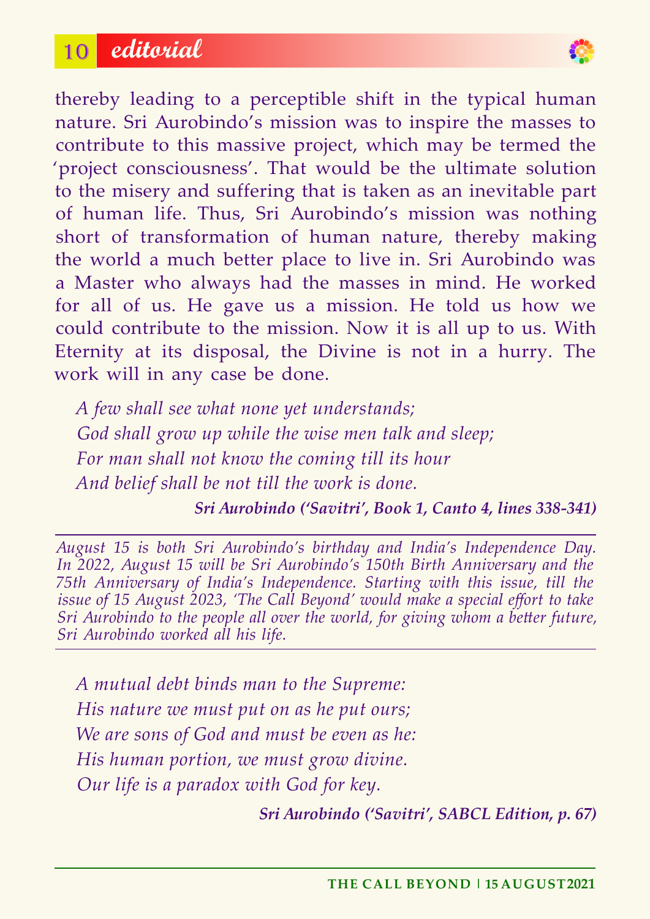thereby leading to a perceptible shift in the typical human nature. Sri Aurobindo's mission was to inspire the masses to contribute to this massive project, which may be termed the 'project consciousness'. That would be the ultimate solution to the misery and suffering that is taken as an inevitable part of human life. Thus, Sri Aurobindo's mission was nothing short of transformation of human nature, thereby making the world a much better place to live in. Sri Aurobindo was a Master who always had the masses in mind. He worked for all of us. He gave us a mission. He told us how we could contribute to the mission. Now it is all up to us. With Eternity at its disposal, the Divine is not in a hurry. The work will in any case be done.

*A few shall see what none yet understands;*
*God shall grow up while the wise men talk and sleep;*
*For man shall not know the coming till its hour*
*And belief shall be not till the work is done.*

***Sri Aurobindo ('Savitri', Book 1, Canto 4, lines 338-341)***

---

*August 15 is both Sri Aurobindo's birthday and India's Independence Day. In 2022, August 15 will be Sri Aurobindo's 150th Birth Anniversary and the 75th Anniversary of India's Independence. Starting with this issue, till the issue of 15 August 2023, 'The Call Beyond' would make a special effort to take Sri Aurobindo to the people all over the world, for giving whom a better future, Sri Aurobindo worked all his life.*

---

*A mutual debt binds man to the Supreme:*
*His nature we must put on as he put ours;*
*We are sons of God and must be even as he:*
*His human portion, we must grow divine.*
*Our life is a paradox with God for key.*

***Sri Aurobindo ('Savitri', SABCL Edition, p. 67)***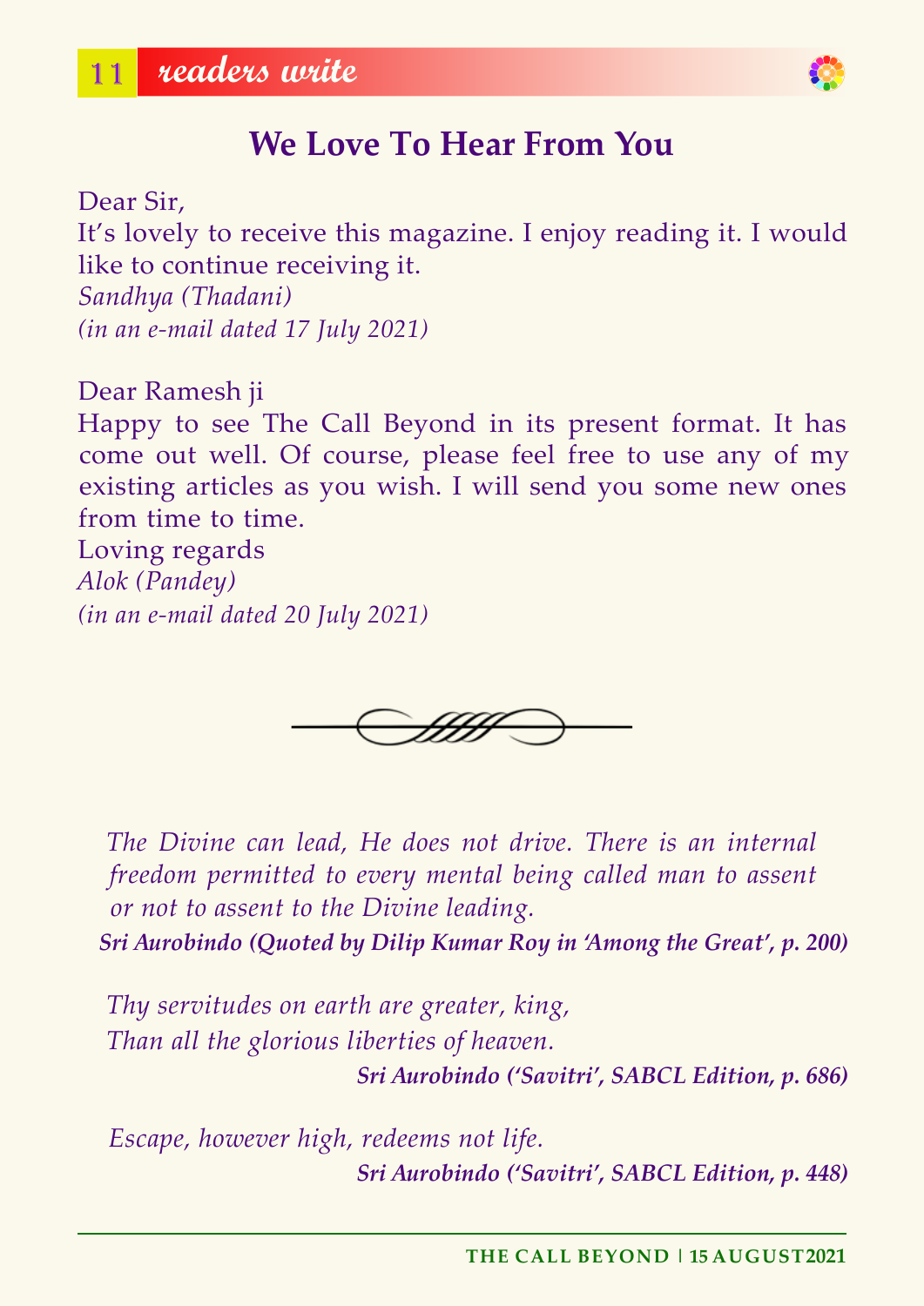# We Love To Hear From You

Dear Sir,

It's lovely to receive this magazine. I enjoy reading it. I would like to continue receiving it.

*Sandhya (Thadani)*
*(in an e-mail dated 17 July 2021)*

Dear Ramesh ji

Happy to see The Call Beyond in its present format. It has come out well. Of course, please feel free to use any of my existing articles as you wish. I will send you some new ones from time to time.

Loving regards

*Alok (Pandey)*
*(in an e-mail dated 20 July 2021)*

---

*The Divine can lead, He does not drive. There is an internal freedom permitted to every mental being called man to assent or not to assent to the Divine leading.*

**Sri Aurobindo (Quoted by Dilip Kumar Roy in 'Among the Great', p. 200)**

*Thy servitudes on earth are greater, king,*
*Than all the glorious liberties of heaven.*

**Sri Aurobindo ('Savitri', SABCL Edition, p. 686)**

*Escape, however high, redeems not life.*

**Sri Aurobindo ('Savitri', SABCL Edition, p. 448)**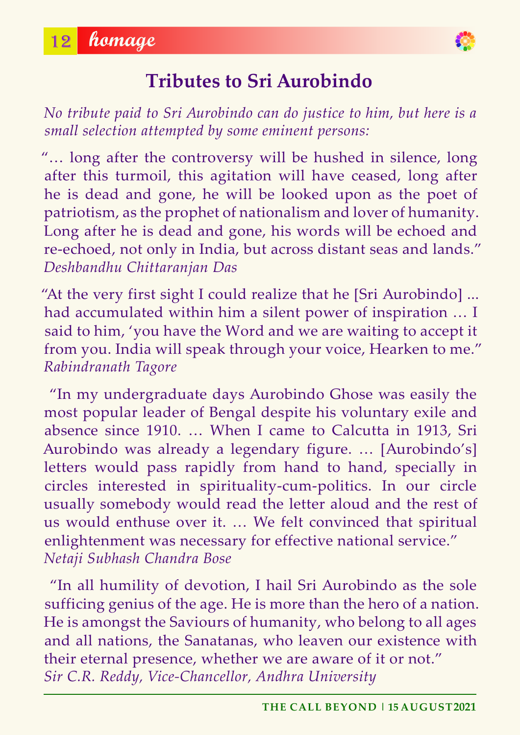# Tributes to Sri Aurobindo

*No tribute paid to Sri Aurobindo can do justice to him, but here is a small selection attempted by some eminent persons:*

"… long after the controversy will be hushed in silence, long after this turmoil, this agitation will have ceased, long after he is dead and gone, he will be looked upon as the poet of patriotism, as the prophet of nationalism and lover of humanity. Long after he is dead and gone, his words will be echoed and re-echoed, not only in India, but across distant seas and lands."
*Deshbandhu Chittaranjan Das*

"At the very first sight I could realize that he [Sri Aurobindo] ... had accumulated within him a silent power of inspiration … I said to him, 'you have the Word and we are waiting to accept it from you. India will speak through your voice, Hearken to me."
*Rabindranath Tagore*

"In my undergraduate days Aurobindo Ghose was easily the most popular leader of Bengal despite his voluntary exile and absence since 1910. … When I came to Calcutta in 1913, Sri Aurobindo was already a legendary figure. … [Aurobindo's] letters would pass rapidly from hand to hand, specially in circles interested in spirituality-cum-politics. In our circle usually somebody would read the letter aloud and the rest of us would enthuse over it. … We felt convinced that spiritual enlightenment was necessary for effective national service."
*Netaji Subhash Chandra Bose*

"In all humility of devotion, I hail Sri Aurobindo as the sole sufficing genius of the age. He is more than the hero of a nation. He is amongst the Saviours of humanity, who belong to all ages and all nations, the Sanatanas, who leaven our existence with their eternal presence, whether we are aware of it or not."
*Sir C.R. Reddy, Vice-Chancellor, Andhra University*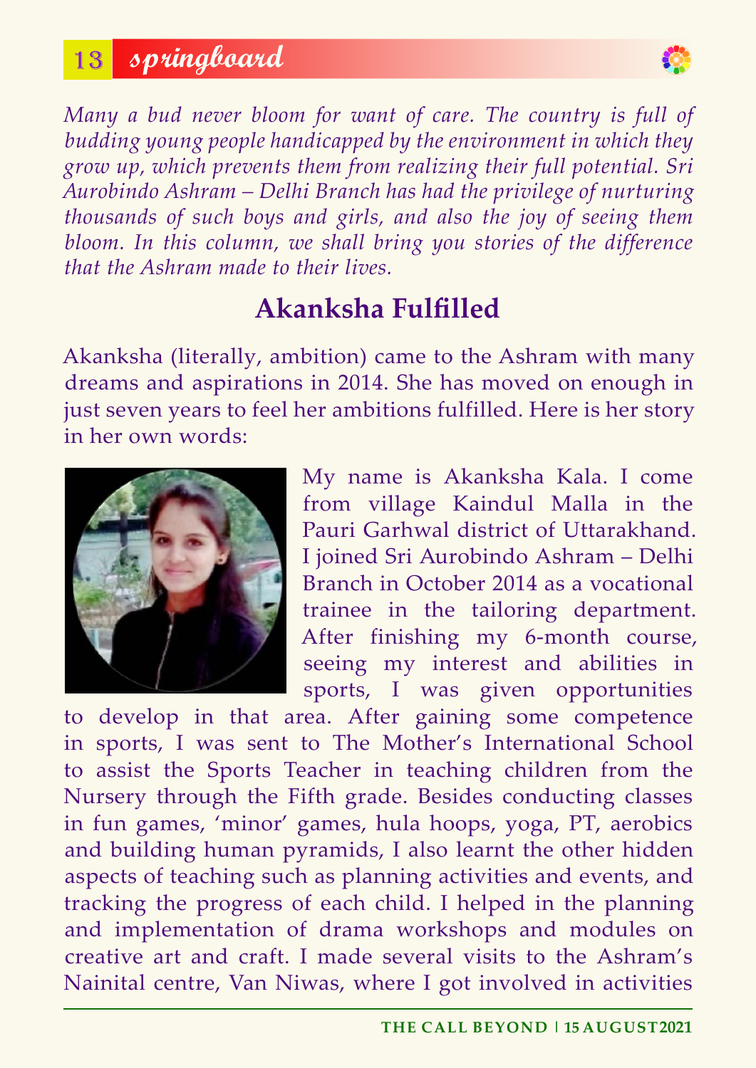*Many a bud never bloom for want of care. The country is full of budding young people handicapped by the environment in which they grow up, which prevents them from realizing their full potential. Sri Aurobindo Ashram – Delhi Branch has had the privilege of nurturing thousands of such boys and girls, and also the joy of seeing them bloom. In this column, we shall bring you stories of the difference that the Ashram made to their lives.*

## Akanksha Fulfilled

Akanksha (literally, ambition) came to the Ashram with many dreams and aspirations in 2014. She has moved on enough in just seven years to feel her ambitions fulfilled. Here is her story in her own words:

My name is Akanksha Kala. I come from village Kaindul Malla in the Pauri Garhwal district of Uttarakhand. I joined Sri Aurobindo Ashram – Delhi Branch in October 2014 as a vocational trainee in the tailoring department. After finishing my 6-month course, seeing my interest and abilities in sports, I was given opportunities to develop in that area. After gaining some competence in sports, I was sent to The Mother's International School to assist the Sports Teacher in teaching children from the Nursery through the Fifth grade. Besides conducting classes in fun games, 'minor' games, hula hoops, yoga, PT, aerobics and building human pyramids, I also learnt the other hidden aspects of teaching such as planning activities and events, and tracking the progress of each child. I helped in the planning and implementation of drama workshops and modules on creative art and craft. I made several visits to the Ashram's Nainital centre, Van Niwas, where I got involved in activities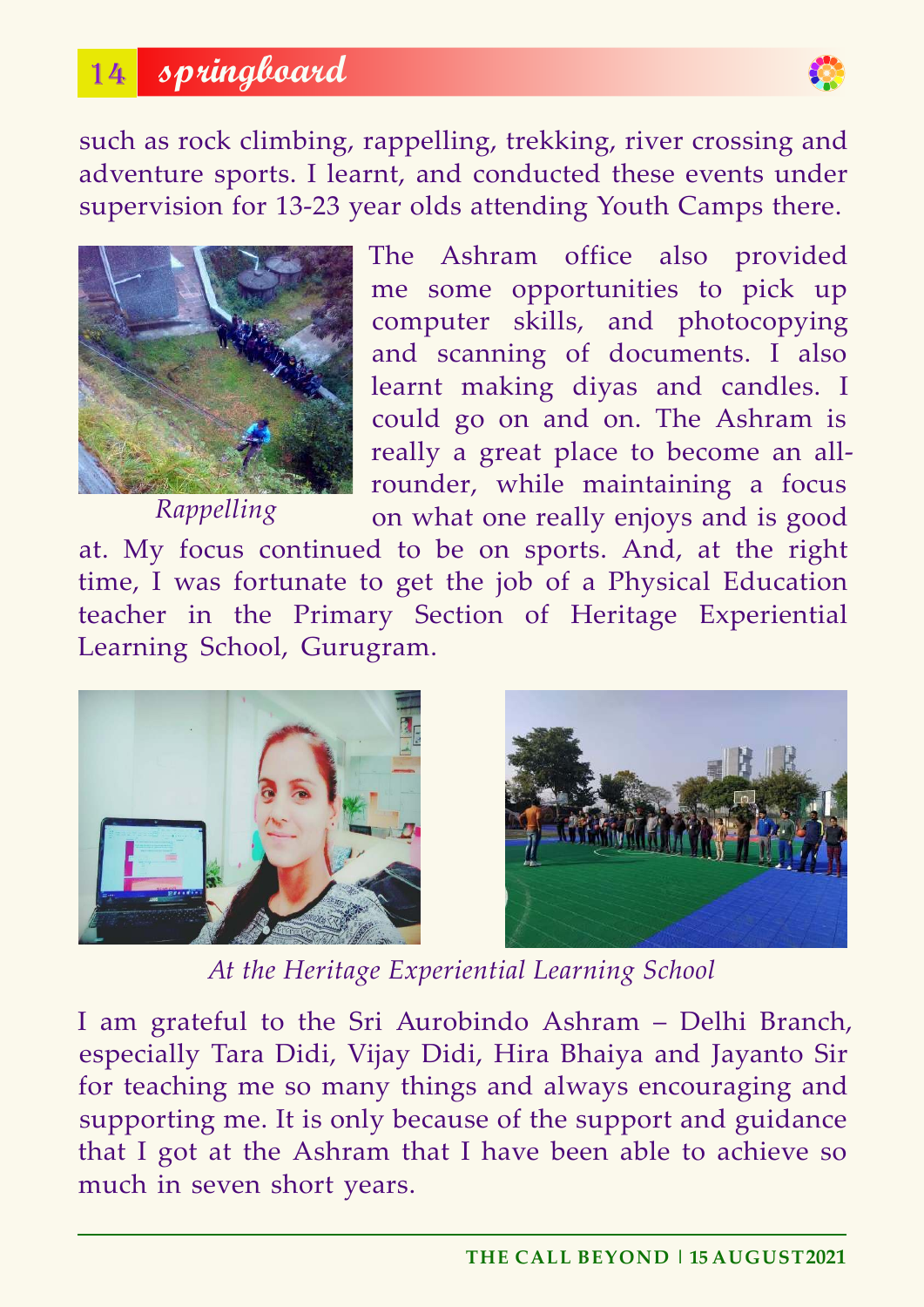such as rock climbing, rappelling, trekking, river crossing and adventure sports. I learnt, and conducted these events under supervision for 13-23 year olds attending Youth Camps there.

*Rappelling*

The Ashram office also provided me some opportunities to pick up computer skills, and photocopying and scanning of documents. I also learnt making diyas and candles. I could go on and on. The Ashram is really a great place to become an all-rounder, while maintaining a focus on what one really enjoys and is good at. My focus continued to be on sports. And, at the right time, I was fortunate to get the job of a Physical Education teacher in the Primary Section of Heritage Experiential Learning School, Gurugram.

*At the Heritage Experiential Learning School*

I am grateful to the Sri Aurobindo Ashram – Delhi Branch, especially Tara Didi, Vijay Didi, Hira Bhaiya and Jayanto Sir for teaching me so many things and always encouraging and supporting me. It is only because of the support and guidance that I got at the Ashram that I have been able to achieve so much in seven short years.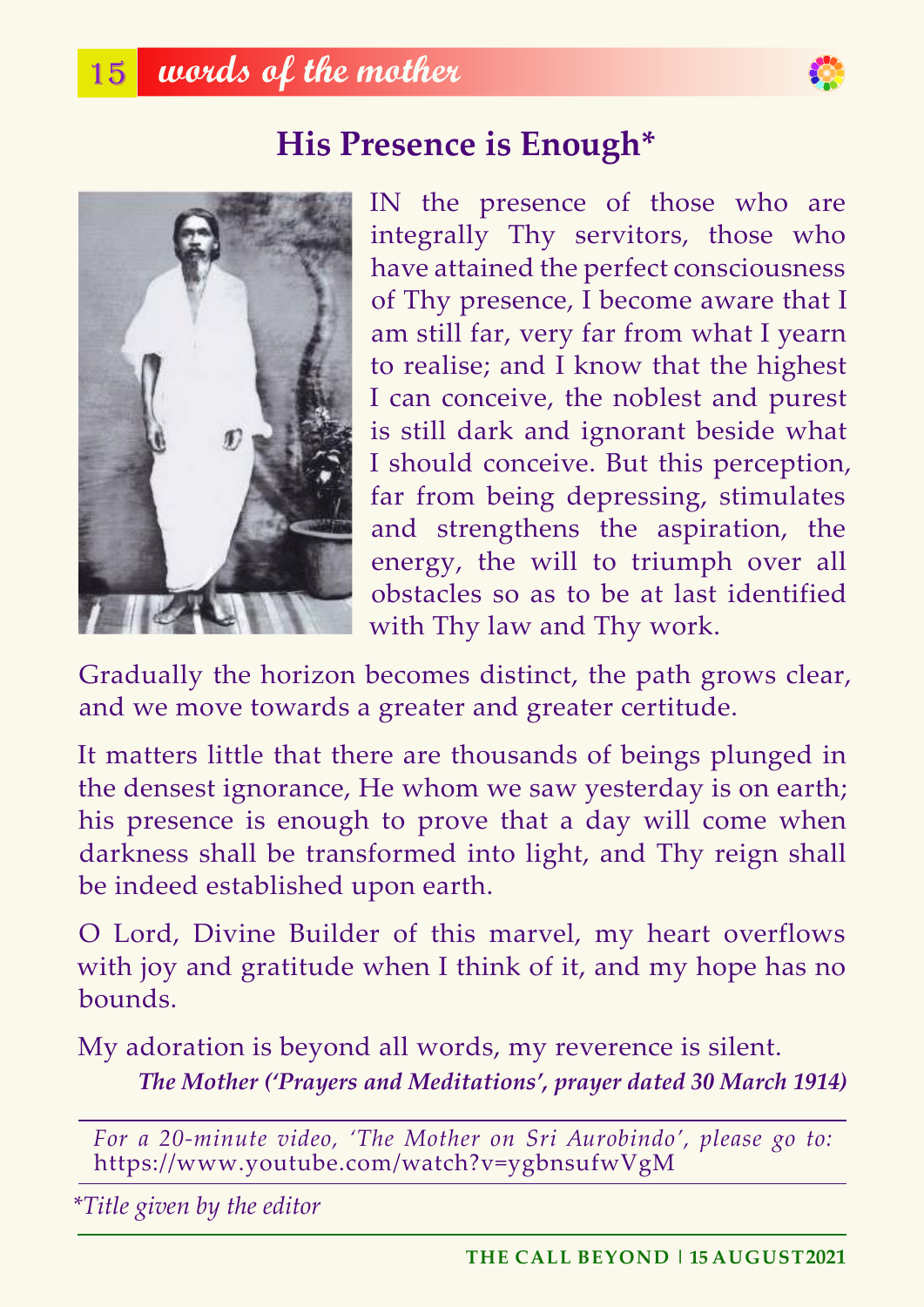# His Presence is Enough*

IN the presence of those who are integrally Thy servitors, those who have attained the perfect consciousness of Thy presence, I become aware that I am still far, very far from what I yearn to realise; and I know that the highest I can conceive, the noblest and purest is still dark and ignorant beside what I should conceive. But this perception, far from being depressing, stimulates and strengthens the aspiration, the energy, the will to triumph over all obstacles so as to be at last identified with Thy law and Thy work.

Gradually the horizon becomes distinct, the path grows clear, and we move towards a greater and greater certitude.

It matters little that there are thousands of beings plunged in the densest ignorance, He whom we saw yesterday is on earth; his presence is enough to prove that a day will come when darkness shall be transformed into light, and Thy reign shall be indeed established upon earth.

O Lord, Divine Builder of this marvel, my heart overflows with joy and gratitude when I think of it, and my hope has no bounds.

My adoration is beyond all words, my reverence is silent.

***The Mother ('Prayers and Meditations', prayer dated 30 March 1914)***

---

*For a 20-minute video, 'The Mother on Sri Aurobindo', please go to:* https://www.youtube.com/watch?v=ygbnsufwVgM

---

**Title given by the editor*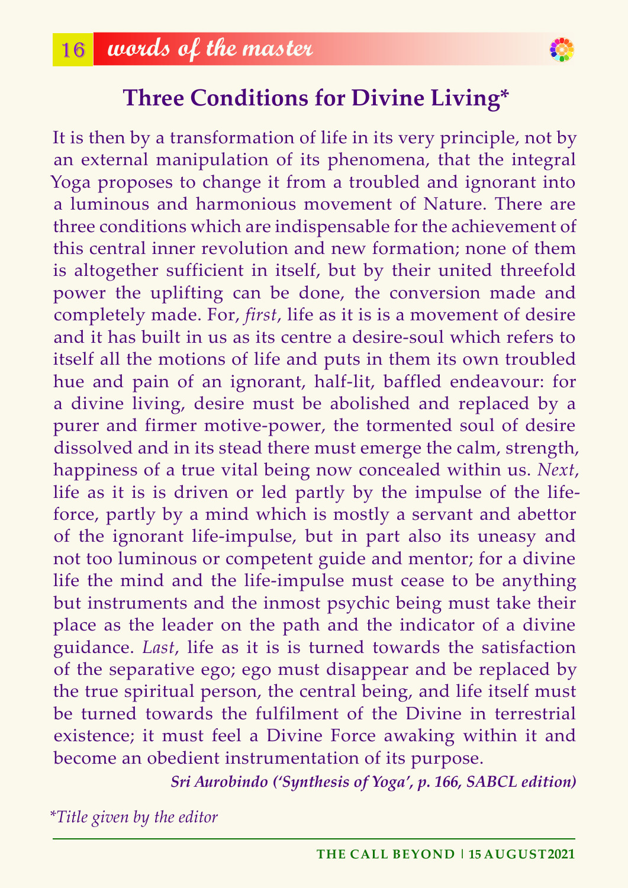# Three Conditions for Divine Living*

It is then by a transformation of life in its very principle, not by an external manipulation of its phenomena, that the integral Yoga proposes to change it from a troubled and ignorant into a luminous and harmonious movement of Nature. There are three conditions which are indispensable for the achievement of this central inner revolution and new formation; none of them is altogether sufficient in itself, but by their united threefold power the uplifting can be done, the conversion made and completely made. For, *first*, life as it is is a movement of desire and it has built in us as its centre a desire-soul which refers to itself all the motions of life and puts in them its own troubled hue and pain of an ignorant, half-lit, baffled endeavour: for a divine living, desire must be abolished and replaced by a purer and firmer motive-power, the tormented soul of desire dissolved and in its stead there must emerge the calm, strength, happiness of a true vital being now concealed within us. *Next*, life as it is is driven or led partly by the impulse of the life-force, partly by a mind which is mostly a servant and abettor of the ignorant life-impulse, but in part also its uneasy and not too luminous or competent guide and mentor; for a divine life the mind and the life-impulse must cease to be anything but instruments and the inmost psychic being must take their place as the leader on the path and the indicator of a divine guidance. *Last*, life as it is is turned towards the satisfaction of the separative ego; ego must disappear and be replaced by the true spiritual person, the central being, and life itself must be turned towards the fulfilment of the Divine in terrestrial existence; it must feel a Divine Force awaking within it and become an obedient instrumentation of its purpose.

***Sri Aurobindo ('Synthesis of Yoga', p. 166, SABCL edition)***

*\*Title given by the editor*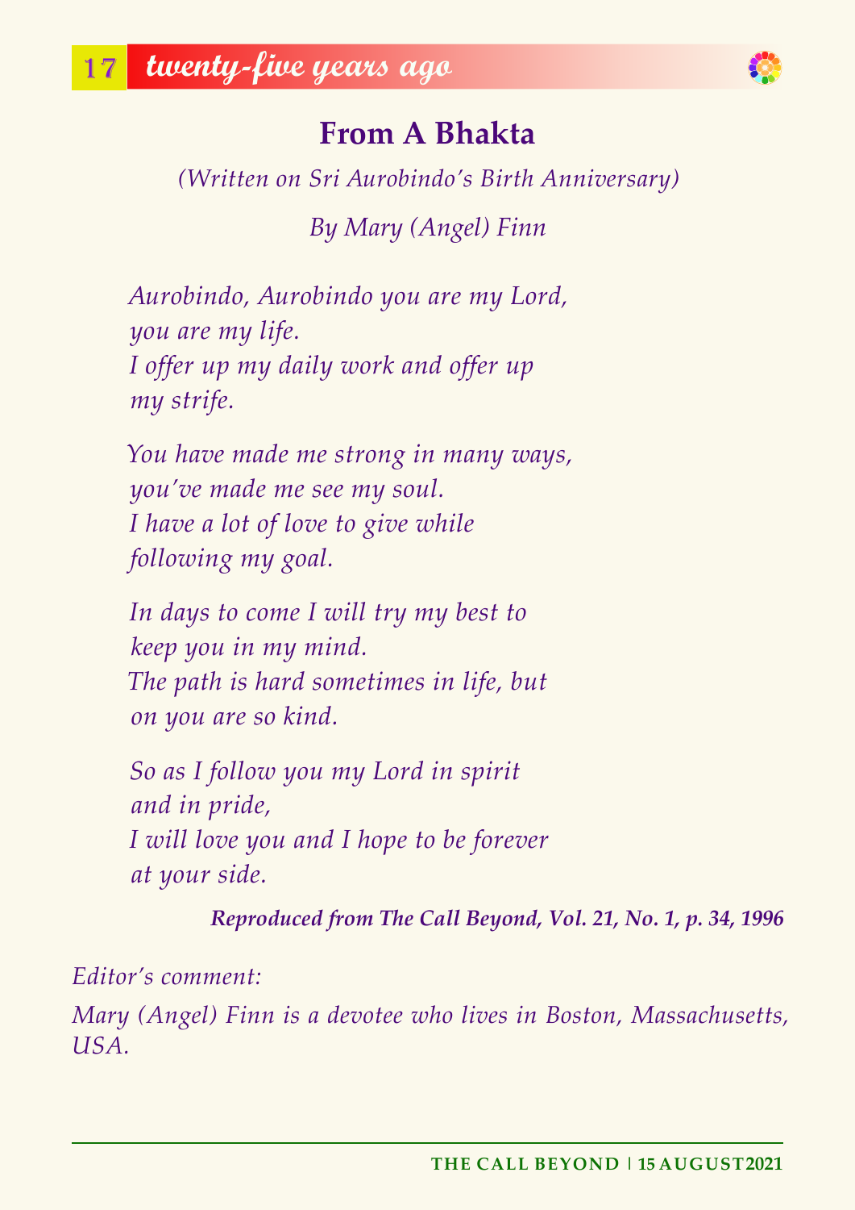## twenty-five years ago

# From A Bhakta

*(Written on Sri Aurobindo's Birth Anniversary)*

*By Mary (Angel) Finn*

*Aurobindo, Aurobindo you are my Lord,*
*you are my life.*
*I offer up my daily work and offer up*
*my strife.*

*You have made me strong in many ways,*
*you've made me see my soul.*
*I have a lot of love to give while*
*following my goal.*

*In days to come I will try my best to*
*keep you in my mind.*
*The path is hard sometimes in life, but*
*on you are so kind.*

*So as I follow you my Lord in spirit*
*and in pride,*
*I will love you and I hope to be forever*
*at your side.*

***Reproduced from The Call Beyond, Vol. 21, No. 1, p. 34, 1996***

*Editor's comment:*

*Mary (Angel) Finn is a devotee who lives in Boston, Massachusetts, USA.*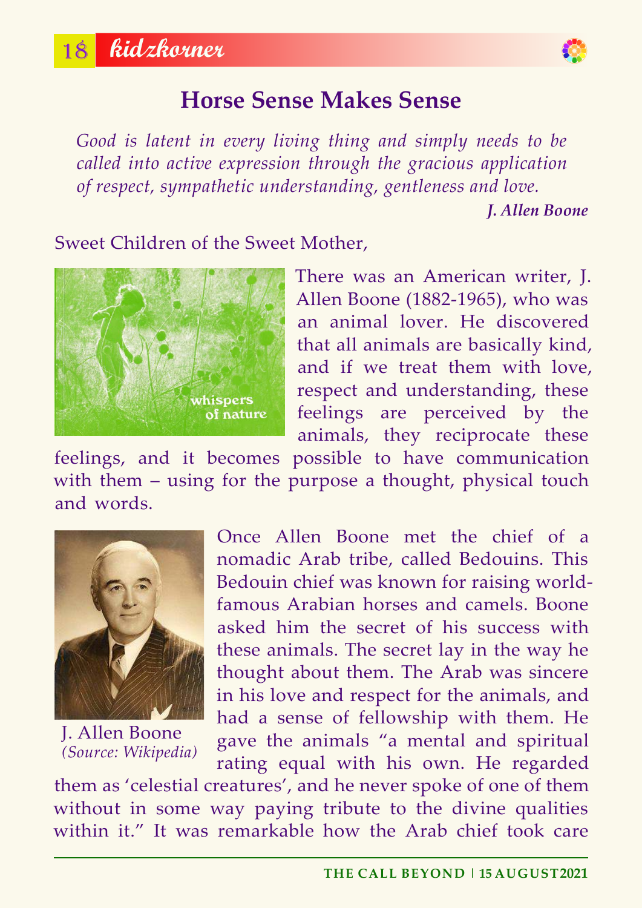# Horse Sense Makes Sense

*Good is latent in every living thing and simply needs to be called into active expression through the gracious application of respect, sympathetic understanding, gentleness and love.*

***J. Allen Boone***

Sweet Children of the Sweet Mother,

There was an American writer, J. Allen Boone (1882-1965), who was an animal lover. He discovered that all animals are basically kind, and if we treat them with love, respect and understanding, these feelings are perceived by the animals, they reciprocate these feelings, and it becomes possible to have communication with them – using for the purpose a thought, physical touch and words.

J. Allen Boone
*(Source: Wikipedia)*

Once Allen Boone met the chief of a nomadic Arab tribe, called Bedouins. This Bedouin chief was known for raising world-famous Arabian horses and camels. Boone asked him the secret of his success with these animals. The secret lay in the way he thought about them. The Arab was sincere in his love and respect for the animals, and had a sense of fellowship with them. He gave the animals "a mental and spiritual rating equal with his own. He regarded them as 'celestial creatures', and he never spoke of one of them without in some way paying tribute to the divine qualities within it." It was remarkable how the Arab chief took care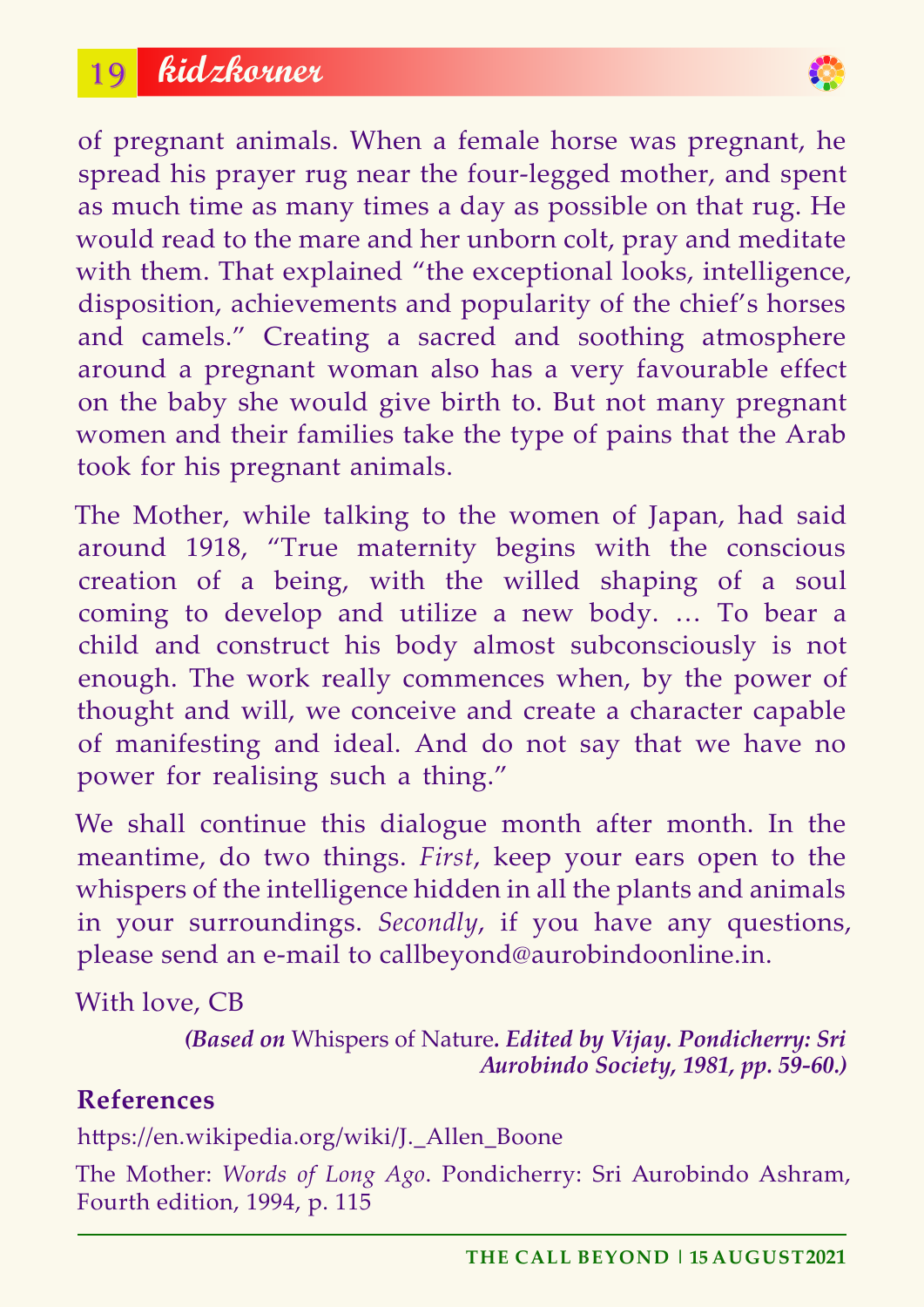of pregnant animals. When a female horse was pregnant, he spread his prayer rug near the four-legged mother, and spent as much time as many times a day as possible on that rug. He would read to the mare and her unborn colt, pray and meditate with them. That explained "the exceptional looks, intelligence, disposition, achievements and popularity of the chief's horses and camels." Creating a sacred and soothing atmosphere around a pregnant woman also has a very favourable effect on the baby she would give birth to. But not many pregnant women and their families take the type of pains that the Arab took for his pregnant animals.

The Mother, while talking to the women of Japan, had said around 1918, "True maternity begins with the conscious creation of a being, with the willed shaping of a soul coming to develop and utilize a new body. … To bear a child and construct his body almost subconsciously is not enough. The work really commences when, by the power of thought and will, we conceive and create a character capable of manifesting and ideal. And do not say that we have no power for realising such a thing."

We shall continue this dialogue month after month. In the meantime, do two things. *First*, keep your ears open to the whispers of the intelligence hidden in all the plants and animals in your surroundings. *Secondly*, if you have any questions, please send an e-mail to callbeyond@aurobindoonline.in.

With love, CB

***(Based on** Whispers of Nature**. Edited by Vijay. Pondicherry: Sri Aurobindo Society, 1981, pp. 59-60.)***

**References**

https://en.wikipedia.org/wiki/J._Allen_Boone

The Mother: *Words of Long Ago*. Pondicherry: Sri Aurobindo Ashram, Fourth edition, 1994, p. 115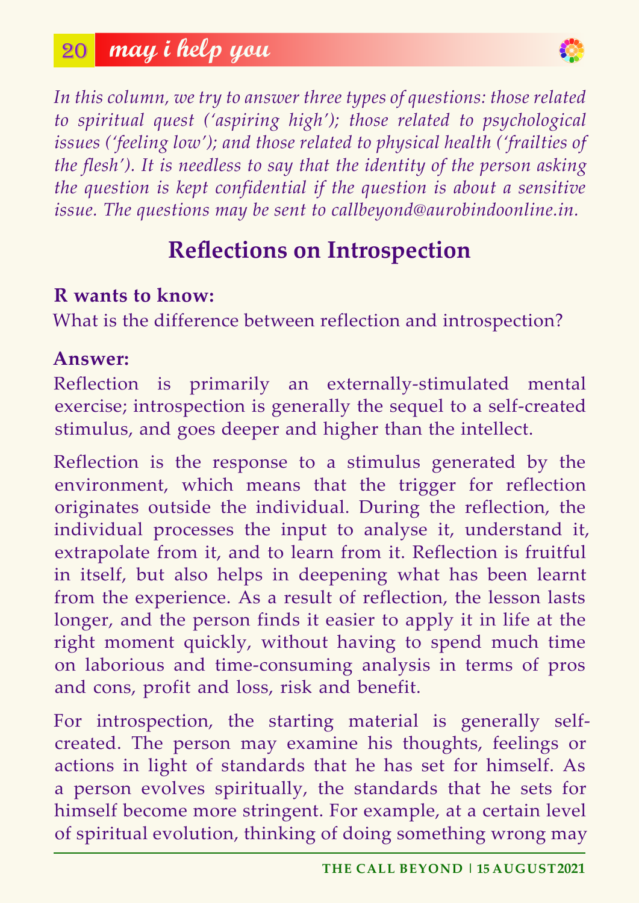*In this column, we try to answer three types of questions: those related to spiritual quest ('aspiring high'); those related to psychological issues ('feeling low'); and those related to physical health ('frailties of the flesh'). It is needless to say that the identity of the person asking the question is kept confidential if the question is about a sensitive issue. The questions may be sent to callbeyond@aurobindoonline.in.*

## Reflections on Introspection

**R wants to know:**

What is the difference between reflection and introspection?

**Answer:**

Reflection is primarily an externally-stimulated mental exercise; introspection is generally the sequel to a self-created stimulus, and goes deeper and higher than the intellect.

Reflection is the response to a stimulus generated by the environment, which means that the trigger for reflection originates outside the individual. During the reflection, the individual processes the input to analyse it, understand it, extrapolate from it, and to learn from it. Reflection is fruitful in itself, but also helps in deepening what has been learnt from the experience. As a result of reflection, the lesson lasts longer, and the person finds it easier to apply it in life at the right moment quickly, without having to spend much time on laborious and time-consuming analysis in terms of pros and cons, profit and loss, risk and benefit.

For introspection, the starting material is generally self-created. The person may examine his thoughts, feelings or actions in light of standards that he has set for himself. As a person evolves spiritually, the standards that he sets for himself become more stringent. For example, at a certain level of spiritual evolution, thinking of doing something wrong may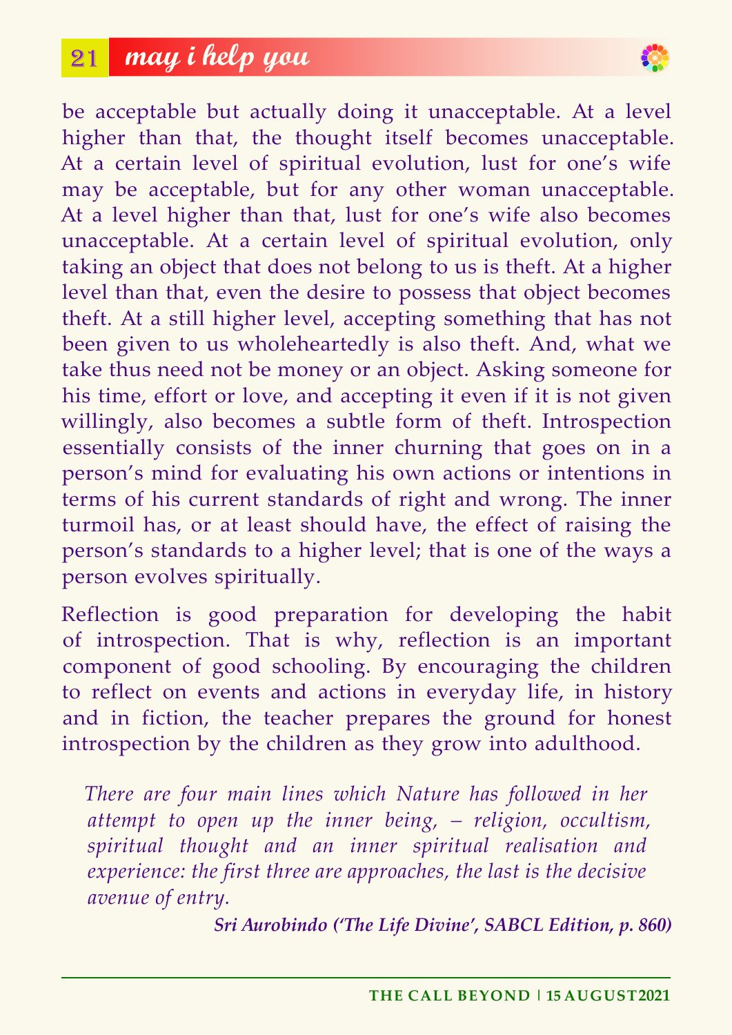be acceptable but actually doing it unacceptable. At a level higher than that, the thought itself becomes unacceptable. At a certain level of spiritual evolution, lust for one's wife may be acceptable, but for any other woman unacceptable. At a level higher than that, lust for one's wife also becomes unacceptable. At a certain level of spiritual evolution, only taking an object that does not belong to us is theft. At a higher level than that, even the desire to possess that object becomes theft. At a still higher level, accepting something that has not been given to us wholeheartedly is also theft. And, what we take thus need not be money or an object. Asking someone for his time, effort or love, and accepting it even if it is not given willingly, also becomes a subtle form of theft. Introspection essentially consists of the inner churning that goes on in a person's mind for evaluating his own actions or intentions in terms of his current standards of right and wrong. The inner turmoil has, or at least should have, the effect of raising the person's standards to a higher level; that is one of the ways a person evolves spiritually.

Reflection is good preparation for developing the habit of introspection. That is why, reflection is an important component of good schooling. By encouraging the children to reflect on events and actions in everyday life, in history and in fiction, the teacher prepares the ground for honest introspection by the children as they grow into adulthood.

> *There are four main lines which Nature has followed in her attempt to open up the inner being, – religion, occultism, spiritual thought and an inner spiritual realisation and experience: the first three are approaches, the last is the decisive avenue of entry.*
>
> ***Sri Aurobindo ('The Life Divine', SABCL Edition, p. 860)***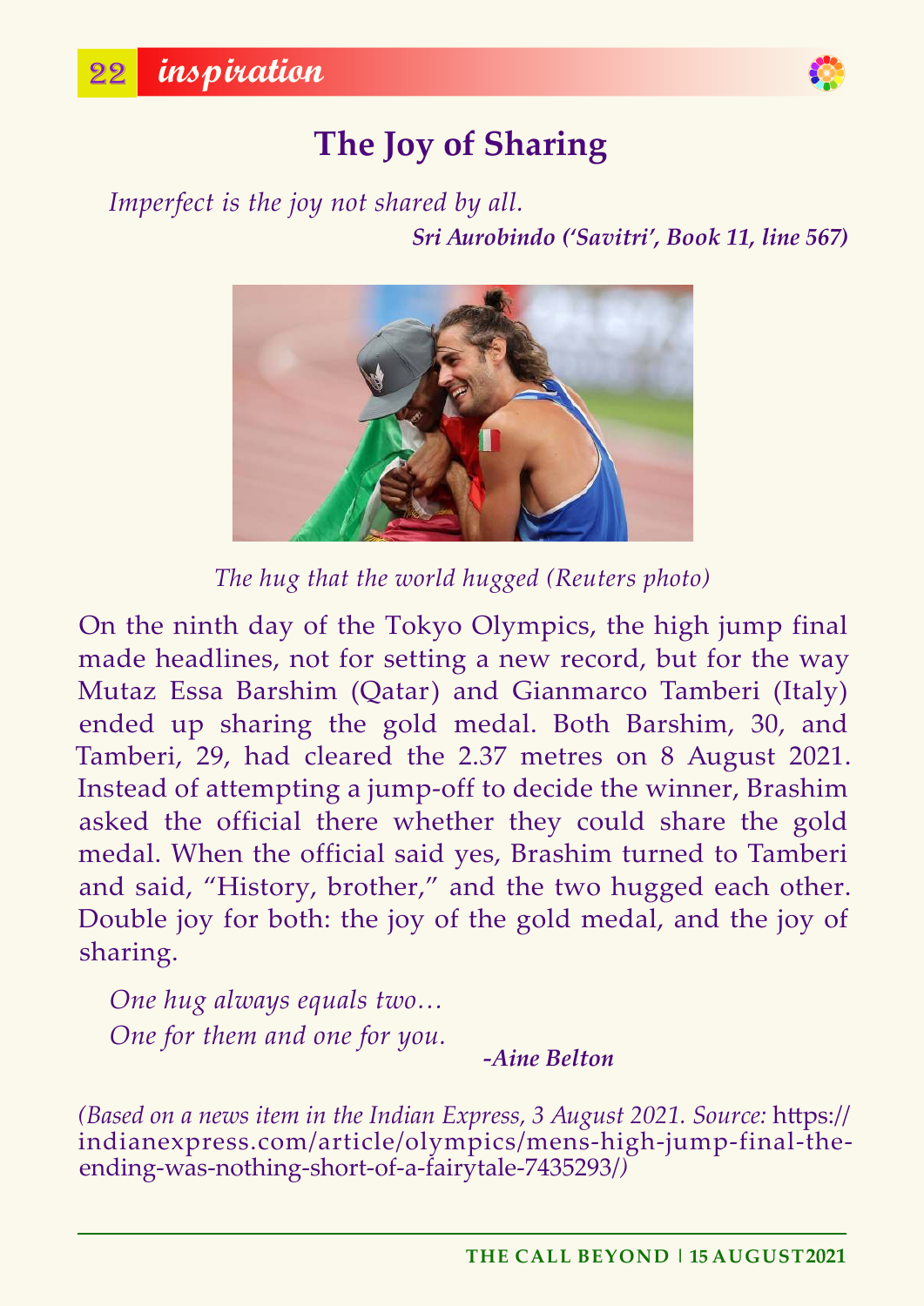# The Joy of Sharing

*Imperfect is the joy not shared by all.*

***Sri Aurobindo ('Savitri', Book 11, line 567)***

*The hug that the world hugged (Reuters photo)*

On the ninth day of the Tokyo Olympics, the high jump final made headlines, not for setting a new record, but for the way Mutaz Essa Barshim (Qatar) and Gianmarco Tamberi (Italy) ended up sharing the gold medal. Both Barshim, 30, and Tamberi, 29, had cleared the 2.37 metres on 8 August 2021. Instead of attempting a jump-off to decide the winner, Brashim asked the official there whether they could share the gold medal. When the official said yes, Brashim turned to Tamberi and said, "History, brother," and the two hugged each other. Double joy for both: the joy of the gold medal, and the joy of sharing.

*One hug always equals two…*
*One for them and one for you.*

***-Aine Belton***

*(Based on a news item in the Indian Express, 3 August 2021. Source:* https://indianexpress.com/article/olympics/mens-high-jump-final-the-ending-was-nothing-short-of-a-fairytale-7435293/*)*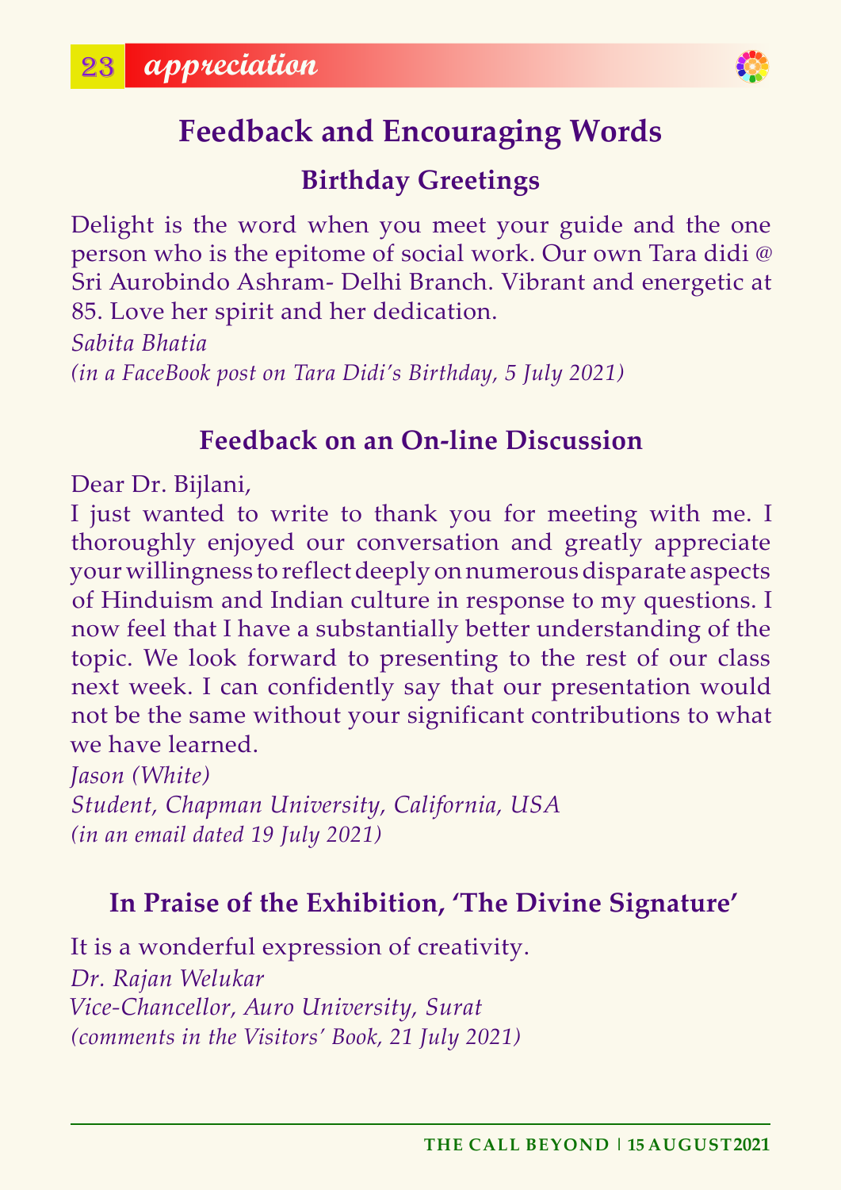# Feedback and Encouraging Words

## Birthday Greetings

Delight is the word when you meet your guide and the one person who is the epitome of social work. Our own Tara didi @ Sri Aurobindo Ashram- Delhi Branch. Vibrant and energetic at 85. Love her spirit and her dedication.

*Sabita Bhatia*
*(in a FaceBook post on Tara Didi's Birthday, 5 July 2021)*

## Feedback on an On-line Discussion

Dear Dr. Bijlani,

I just wanted to write to thank you for meeting with me. I thoroughly enjoyed our conversation and greatly appreciate your willingness to reflect deeply on numerous disparate aspects of Hinduism and Indian culture in response to my questions. I now feel that I have a substantially better understanding of the topic. We look forward to presenting to the rest of our class next week. I can confidently say that our presentation would not be the same without your significant contributions to what we have learned.

*Jason (White)*
*Student, Chapman University, California, USA*
*(in an email dated 19 July 2021)*

## In Praise of the Exhibition, 'The Divine Signature'

It is a wonderful expression of creativity.

*Dr. Rajan Welukar*
*Vice-Chancellor, Auro University, Surat*
*(comments in the Visitors' Book, 21 July 2021)*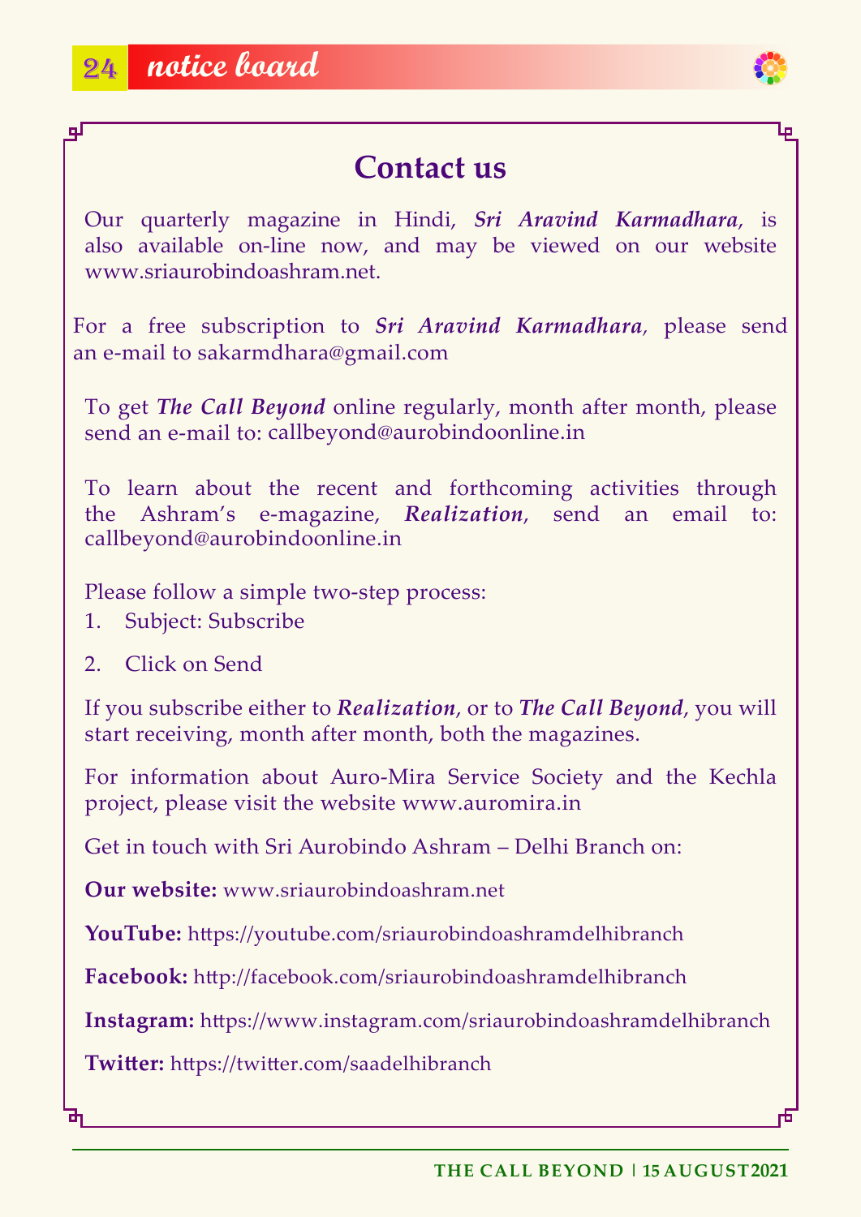## Contact us

Our quarterly magazine in Hindi, ***Sri Aravind Karmadhara***, is also available on-line now, and may be viewed on our website www.sriaurobindoashram.net.

For a free subscription to ***Sri Aravind Karmadhara***, please send an e-mail to sakarmdhara@gmail.com

To get ***The Call Beyond*** online regularly, month after month, please send an e-mail to: callbeyond@aurobindoonline.in

To learn about the recent and forthcoming activities through the Ashram's e-magazine, ***Realization***, send an email to: callbeyond@aurobindoonline.in

Please follow a simple two-step process:

1. Subject: Subscribe
2. Click on Send

If you subscribe either to ***Realization***, or to ***The Call Beyond***, you will start receiving, month after month, both the magazines.

For information about Auro-Mira Service Society and the Kechla project, please visit the website www.auromira.in

Get in touch with Sri Aurobindo Ashram – Delhi Branch on:

**Our website:** www.sriaurobindoashram.net

**YouTube:** https://youtube.com/sriaurobindoashramdelhibranch

**Facebook:** http://facebook.com/sriaurobindoashramdelhibranch

**Instagram:** https://www.instagram.com/sriaurobindoashramdelhibranch

**Twitter:** https://twitter.com/saadelhibranch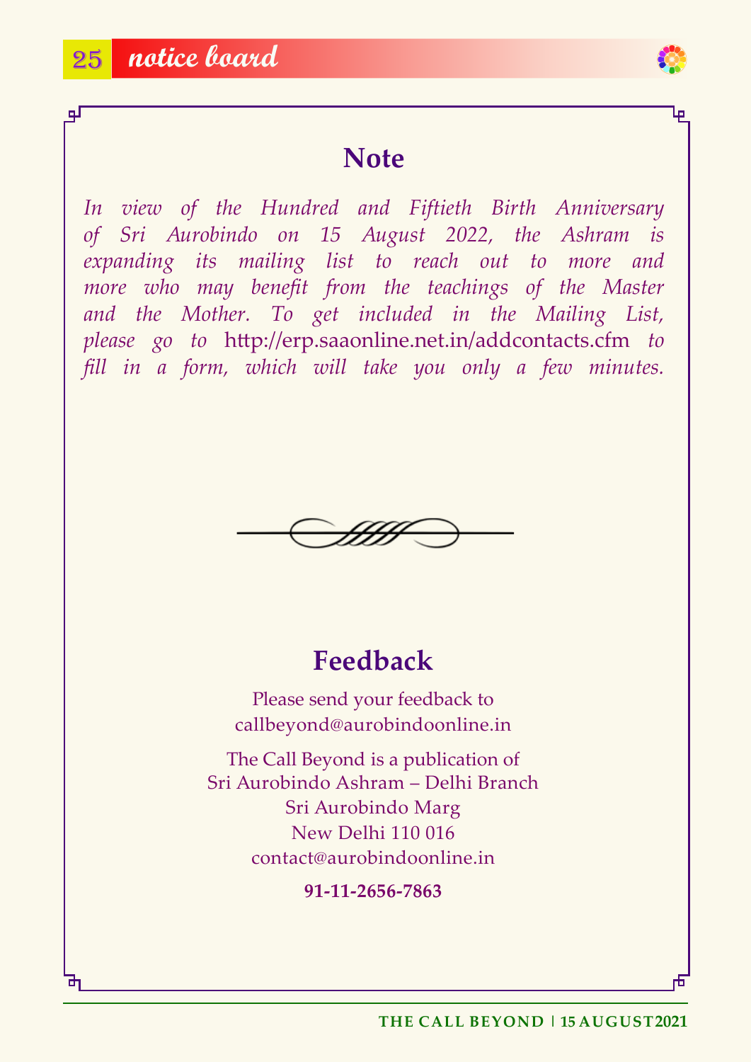## Note

*In view of the Hundred and Fiftieth Birth Anniversary of Sri Aurobindo on 15 August 2022, the Ashram is expanding its mailing list to reach out to more and more who may benefit from the teachings of the Master and the Mother. To get included in the Mailing List, please go to* http://erp.saaonline.net.in/addcontacts.cfm *to fill in a form, which will take you only a few minutes.*

## Feedback

Please send your feedback to
callbeyond@aurobindoonline.in

The Call Beyond is a publication of
Sri Aurobindo Ashram – Delhi Branch
Sri Aurobindo Marg
New Delhi 110 016
contact@aurobindoonline.in

**91-11-2656-7863**